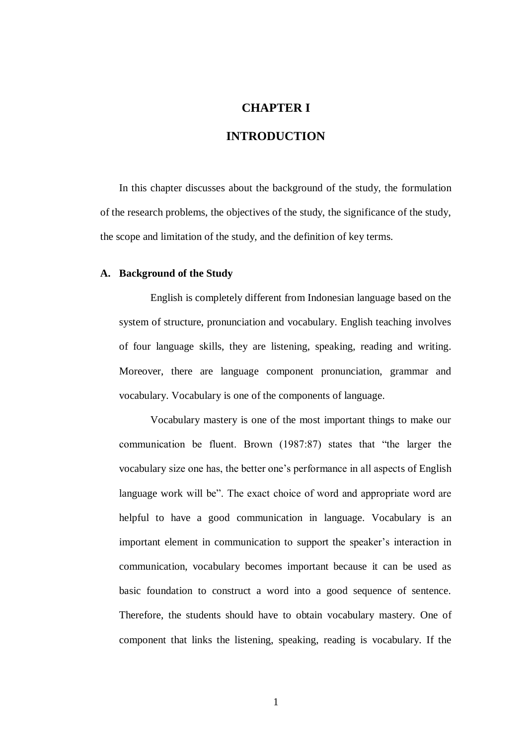# CHAPTER I

# INTRODUCTION

In this chapter discusses about the background of the study, the formulation of the research problems, the objectives of the study, the significance of the study, the scope and limitation of the study, and the definition of key terms.

## A. Background of the Study

English is completely different from Indonesian language based on the system of structure, pronunciation and vocabulary. English teaching involves of four language skills, they are listening, speaking, reading and writing. Moreover, there are language component pronunciation, grammar and vocabulary. Vocabulary is one of the components of language.

Vocabulary mastery is one of the most important things to make our communication be fluent. Brown (1987:87) states that "the larger the vocabulary size one has, the better one's performance in all aspects of English language work will be". The exact choice of word and appropriate word are helpful to have a good communication in language. Vocabulary is an important element in communication to support the speaker's interaction in communication, vocabulary becomes important because it can be used as basic foundation to construct a word into a good sequence of sentence. Therefore, the students should have to obtain vocabulary mastery. One of component that links the listening, speaking, reading is vocabulary. If the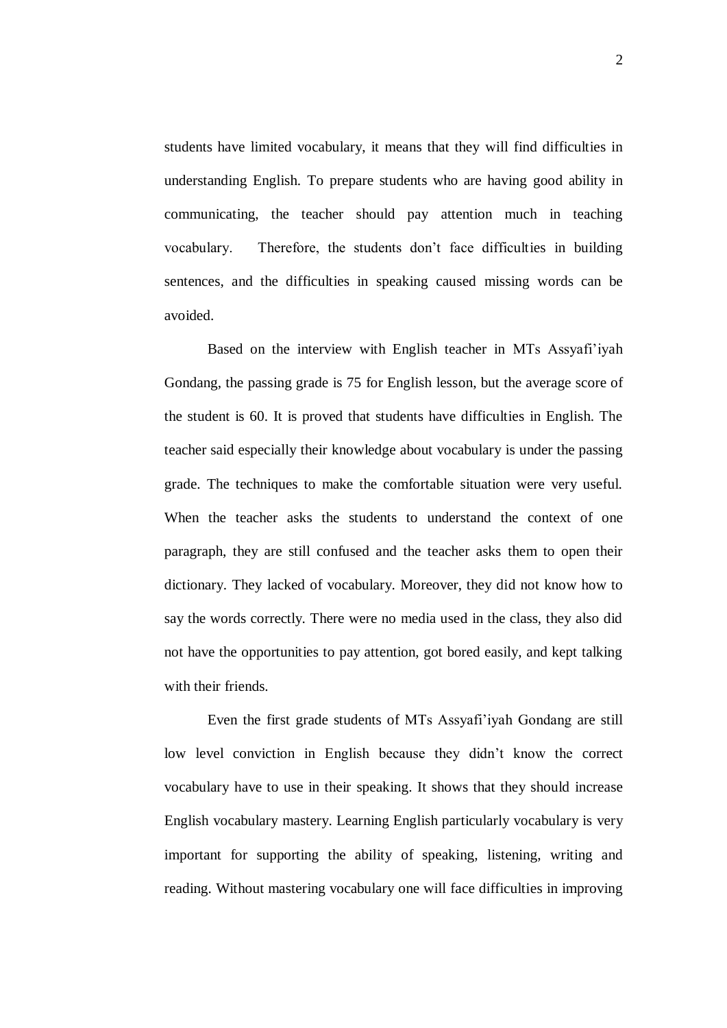students have limited vocabulary, it means that they will find difficulties in understanding English. To prepare students who are having good ability in communicating, the teacher should pay attention much in teaching vocabulary. Therefore, the students don't face difficulties in building sentences, and the difficulties in speaking caused missing words can be avoided.

Based on the interview with English teacher in MTs Assyafi'iyah Gondang, the passing grade is 75 for English lesson, but the average score of the student is 60. It is proved that students have difficulties in English. The teacher said especially their knowledge about vocabulary is under the passing grade. The techniques to make the comfortable situation were very useful. When the teacher asks the students to understand the context of one paragraph, they are still confused and the teacher asks them to open their dictionary. They lacked of vocabulary. Moreover, they did not know how to say the words correctly. There were no media used in the class, they also did not have the opportunities to pay attention, got bored easily, and kept talking with their friends.

Even the first grade students of MTs Assyafi'iyah Gondang are still low level conviction in English because they didn't know the correct vocabulary have to use in their speaking. It shows that they should increase English vocabulary mastery. Learning English particularly vocabulary is very important for supporting the ability of speaking, listening, writing and reading. Without mastering vocabulary one will face difficulties in improving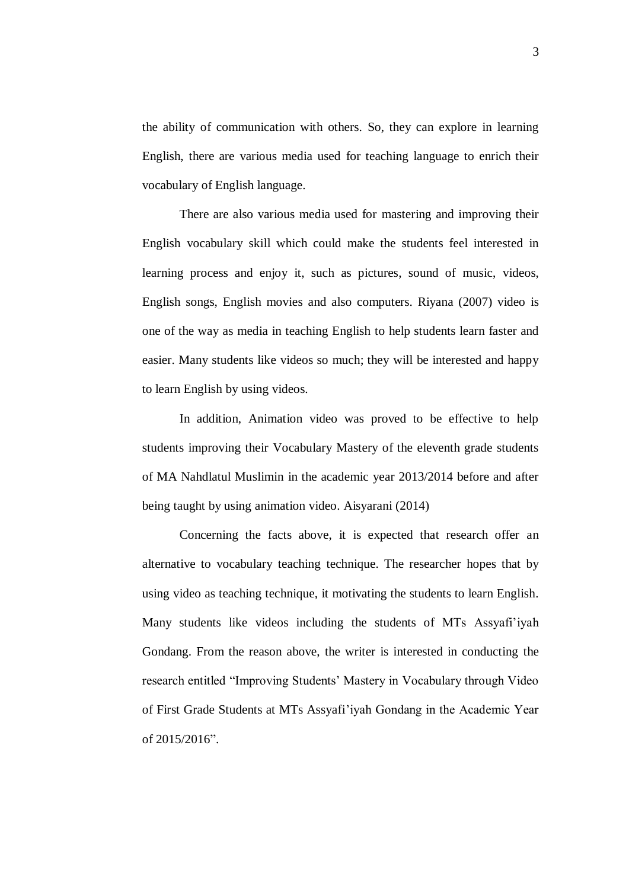the ability of communication with others. So, they can explore in learning English, there are various media used for teaching language to enrich their vocabulary of English language.

There are also various media used for mastering and improving their English vocabulary skill which could make the students feel interested in learning process and enjoy it, such as pictures, sound of music, videos, English songs, English movies and also computers. Riyana (2007) video is one of the way as media in teaching English to help students learn faster and easier. Many students like videos so much; they will be interested and happy to learn English by using videos.

In addition, Animation video was proved to be effective to help students improving their Vocabulary Mastery of the eleventh grade students of MA Nahdlatul Muslimin in the academic year 2013/2014 before and after being taught by using animation video. Aisyarani (2014)

Concerning the facts above, it is expected that research offer an alternative to vocabulary teaching technique. The researcher hopes that by using video as teaching technique, it motivating the students to learn English. Many students like videos including the students of MTs Assyafi'iyah Gondang. From the reason above, the writer is interested in conducting the research entitled "Improving Students' Mastery in Vocabulary through Video of First Grade Students at MTs Assyafi'iyah Gondang in the Academic Year of 2015/2016".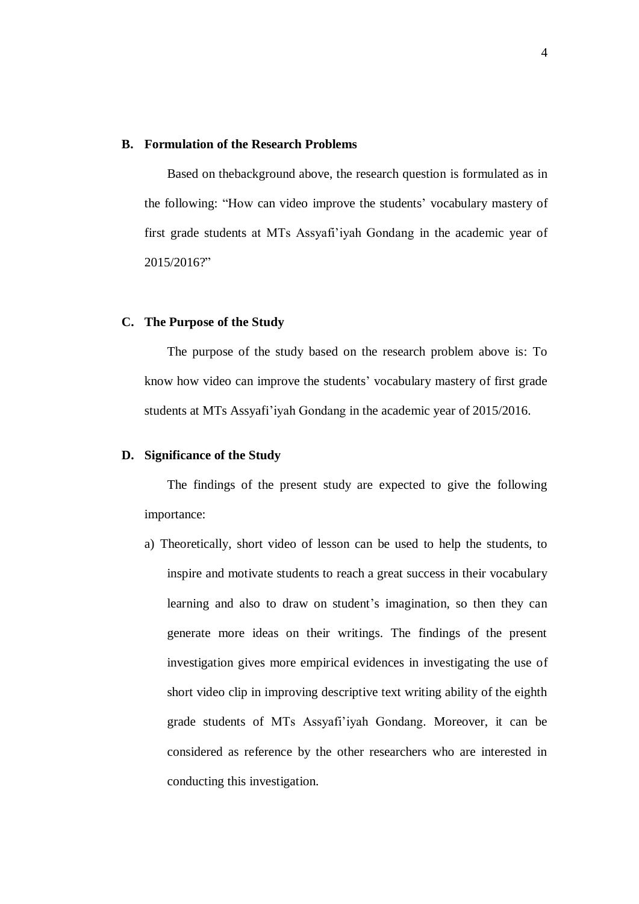## B. Formulation of the Research Problems

Based on thebackground above, the research question is formulated as in the following: "How can video improve the students' vocabulary mastery of first grade students at MTs Assyafi'iyah Gondang in the academic year of 2015/2016?"

## C. The Purpose of the Study

The purpose of the study based on the research problem above is: To know how video can improve the students' vocabulary mastery of first grade students at MTs Assyafi'iyah Gondang in the academic year of 2015/2016.

## D. Significance of the Study

The findings of the present study are expected to give the following importance:

a) Theoretically, short video of lesson can be used to help the students, to inspire and motivate students to reach a great success in their vocabulary learning and also to draw on student's imagination, so then they can generate more ideas on their writings. The findings of the present investigation gives more empirical evidences in investigating the use of short video clip in improving descriptive text writing ability of the eighth grade students of MTs Assyafi'iyah Gondang. Moreover, it can be considered as reference by the other researchers who are interested in conducting this investigation.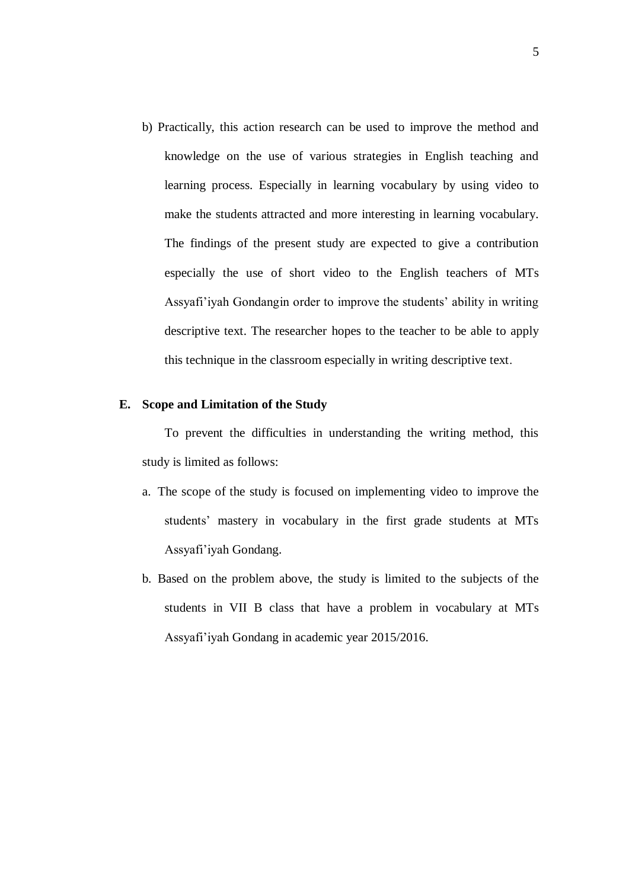b) Practically, this action research can be used to improve the method and knowledge on the use of various strategies in English teaching and learning process. Especially in learning vocabulary by using video to make the students attracted and more interesting in learning vocabulary. The findings of the present study are expected to give a contribution especially the use of short video to the English teachers of MTs Assyafi'iyah Gondangin order to improve the students' ability in writing descriptive text. The researcher hopes to the teacher to be able to apply this technique in the classroom especially in writing descriptive text.

## E. Scope and Limitation of the Study

To prevent the difficulties in understanding the writing method, this study is limited as follows:

a. The scope of the study is focused on implementing video to improve the students' mastery in vocabulary in the first grade students at MTs Assyafi'iyah Gondang.

b. Based on the problem above, the study is limited to the subjects of the students in VII B class that have a problem in vocabulary at MTs Assyafi'iyah Gondang in academic year 2015/2016.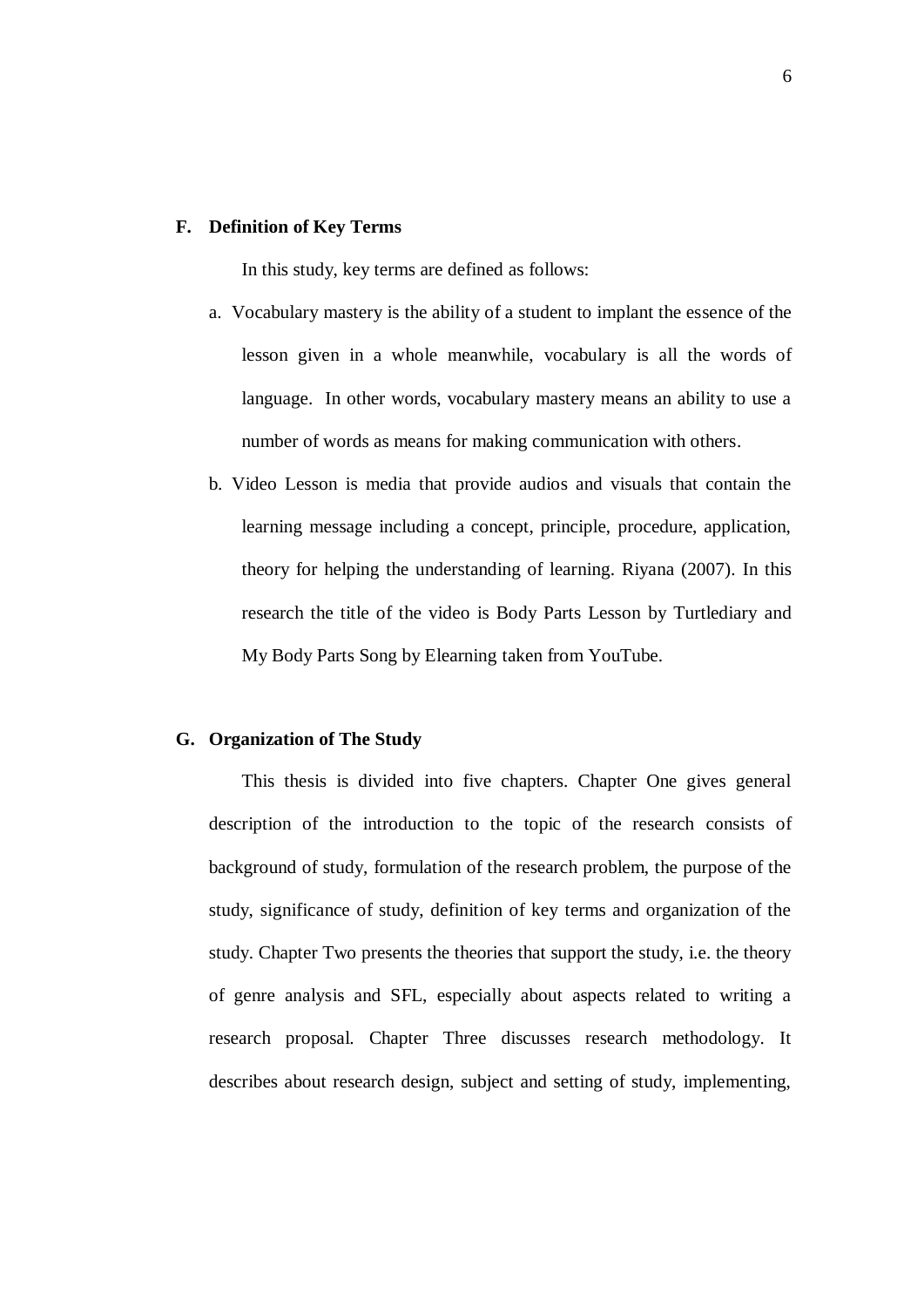## F. Definition of Key Terms

In this study, key terms are defined as follows:

a. Vocabulary mastery is the ability of a student to implant the essence of the lesson given in a whole meanwhile, vocabulary is all the words of language. In other words, vocabulary mastery means an ability to use a number of words as means for making communication with others.

b. Video Lesson is media that provide audios and visuals that contain the learning message including a concept, principle, procedure, application, theory for helping the understanding of learning. Riyana (2007). In this research the title of the video is Body Parts Lesson by Turtlediary and My Body Parts Song by Elearning taken from YouTube.

## G. Organization of The Study

This thesis is divided into five chapters. Chapter One gives general description of the introduction to the topic of the research consists of background of study, formulation of the research problem, the purpose of the study, significance of study, definition of key terms and organization of the study. Chapter Two presents the theories that support the study, i.e. the theory of genre analysis and SFL, especially about aspects related to writing a research proposal. Chapter Three discusses research methodology. It describes about research design, subject and setting of study, implementing,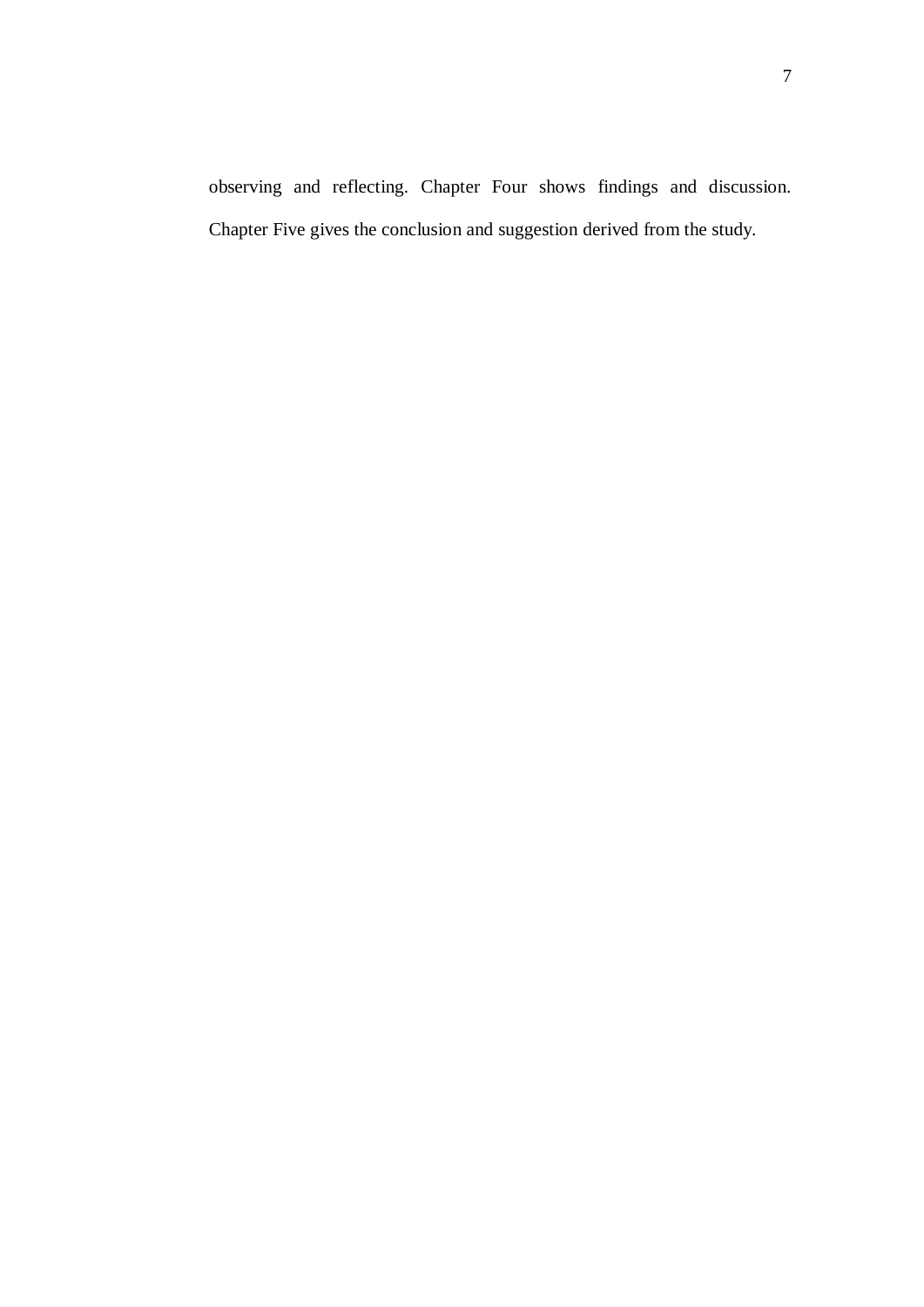observing and reflecting. Chapter Four shows findings and discussion. Chapter Five gives the conclusion and suggestion derived from the study.